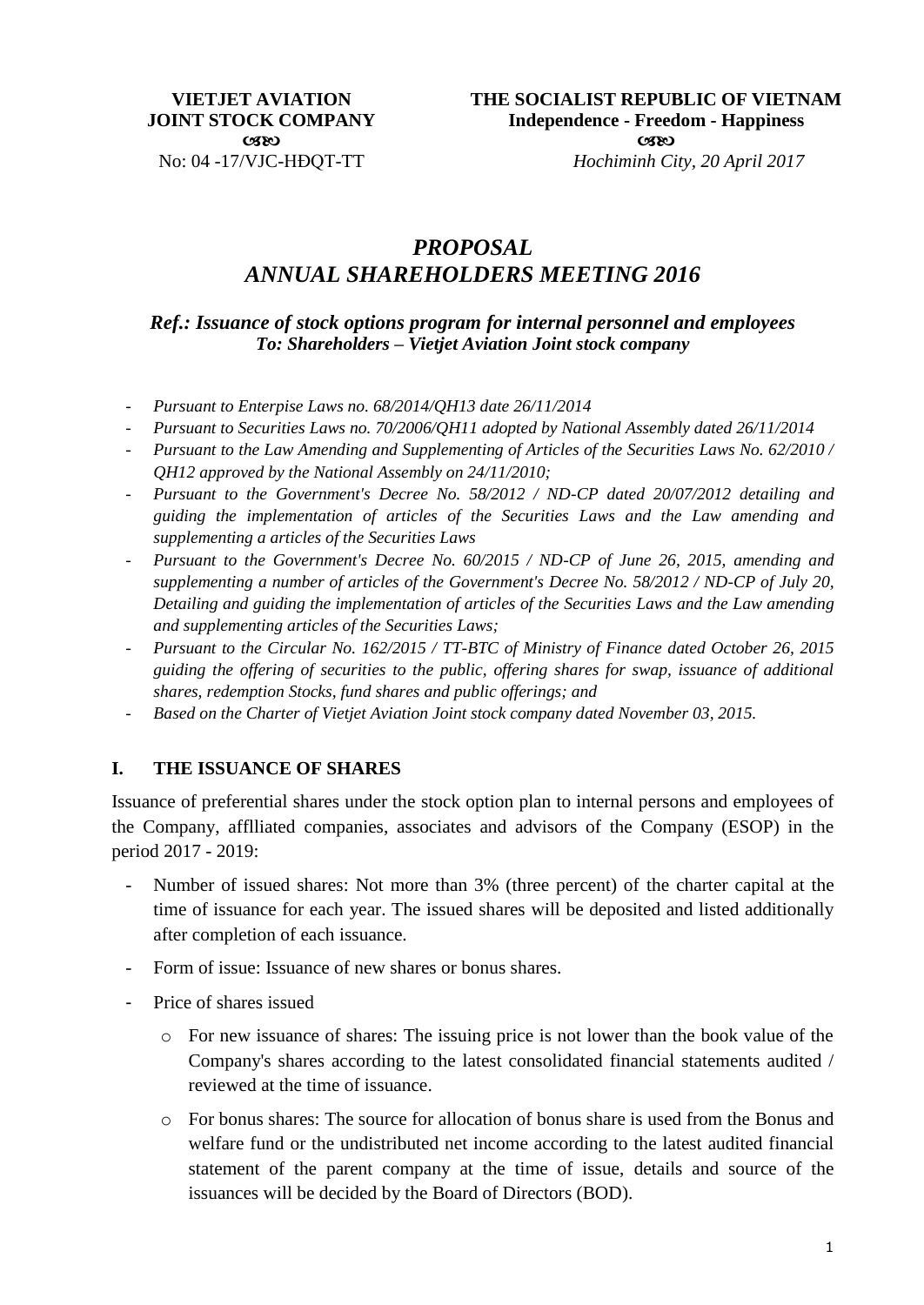**VIETJET AVIATION JOINT STOCK COMPANY**
☙❧
No: 04 -17/VJC-HĐQT-TT

**THE SOCIALIST REPUBLIC OF VIETNAM**
**Independence - Freedom - Happiness**
☙❧
*Hochiminh City, 20 April 2017*

# *PROPOSAL*
# *ANNUAL SHAREHOLDERS MEETING 2016*

***Ref.: Issuance of stock options program for internal personnel and employees***
***To: Shareholders – Vietjet Aviation Joint stock company***

- *Pursuant to Enterpise Laws no. 68/2014/QH13 date 26/11/2014*
- *Pursuant to Securities Laws no. 70/2006/QH11 adopted by National Assembly dated 26/11/2014*
- *Pursuant to the Law Amending and Supplementing of Articles of the Securities Laws No. 62/2010 / QH12 approved by the National Assembly on 24/11/2010;*
- *Pursuant to the Government's Decree No. 58/2012 / ND-CP dated 20/07/2012 detailing and guiding the implementation of articles of the Securities Laws and the Law amending and supplementing a articles of the Securities Laws*
- *Pursuant to the Government's Decree No. 60/2015 / ND-CP of June 26, 2015, amending and supplementing a number of articles of the Government's Decree No. 58/2012 / ND-CP of July 20, Detailing and guiding the implementation of articles of the Securities Laws and the Law amending and supplementing articles of the Securities Laws;*
- *Pursuant to the Circular No. 162/2015 / TT-BTC of Ministry of Finance dated October 26, 2015 guiding the offering of securities to the public, offering shares for swap, issuance of additional shares, redemption Stocks, fund shares and public offerings; and*
- *Based on the Charter of Vietjet Aviation Joint stock company dated November 03, 2015.*

## I. THE ISSUANCE OF SHARES

Issuance of preferential shares under the stock option plan to internal persons and employees of the Company, afflliated companies, associates and advisors of the Company (ESOP) in the period 2017 - 2019:

- Number of issued shares: Not more than 3% (three percent) of the charter capital at the time of issuance for each year. The issued shares will be deposited and listed additionally after completion of each issuance.
- Form of issue: Issuance of new shares or bonus shares.
- Price of shares issued
  - For new issuance of shares: The issuing price is not lower than the book value of the Company's shares according to the latest consolidated financial statements audited / reviewed at the time of issuance.
  - For bonus shares: The source for allocation of bonus share is used from the Bonus and welfare fund or the undistributed net income according to the latest audited financial statement of the parent company at the time of issue, details and source of the issuances will be decided by the Board of Directors (BOD).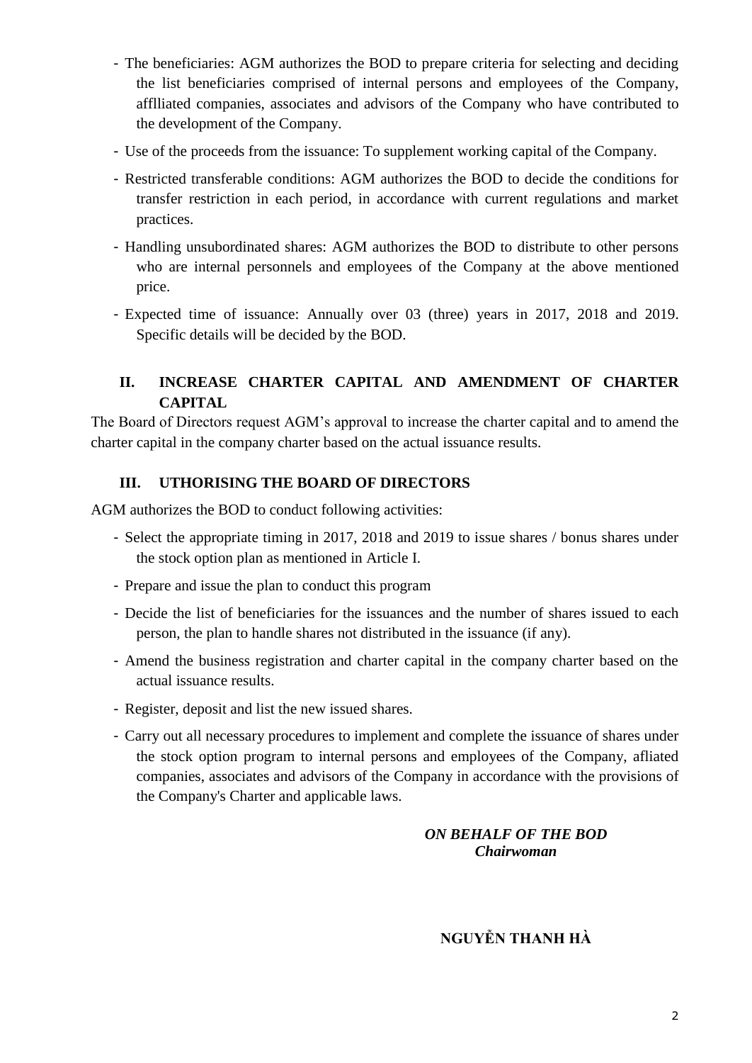- The beneficiaries: AGM authorizes the BOD to prepare criteria for selecting and deciding the list beneficiaries comprised of internal persons and employees of the Company, afflliated companies, associates and advisors of the Company who have contributed to the development of the Company.
- Use of the proceeds from the issuance: To supplement working capital of the Company.
- Restricted transferable conditions: AGM authorizes the BOD to decide the conditions for transfer restriction in each period, in accordance with current regulations and market practices.
- Handling unsubordinated shares: AGM authorizes the BOD to distribute to other persons who are internal personnels and employees of the Company at the above mentioned price.
- Expected time of issuance: Annually over 03 (three) years in 2017, 2018 and 2019. Specific details will be decided by the BOD.

## II. INCREASE CHARTER CAPITAL AND AMENDMENT OF CHARTER CAPITAL

The Board of Directors request AGM's approval to increase the charter capital and to amend the charter capital in the company charter based on the actual issuance results.

## III. UTHORISING THE BOARD OF DIRECTORS

AGM authorizes the BOD to conduct following activities:

- Select the appropriate timing in 2017, 2018 and 2019 to issue shares / bonus shares under the stock option plan as mentioned in Article I.
- Prepare and issue the plan to conduct this program
- Decide the list of beneficiaries for the issuances and the number of shares issued to each person, the plan to handle shares not distributed in the issuance (if any).
- Amend the business registration and charter capital in the company charter based on the actual issuance results.
- Register, deposit and list the new issued shares.
- Carry out all necessary procedures to implement and complete the issuance of shares under the stock option program to internal persons and employees of the Company, afliated companies, associates and advisors of the Company in accordance with the provisions of the Company's Charter and applicable laws.

***ON BEHALF OF THE BOD***
***Chairwoman***

**NGUYỄN THANH HÀ**